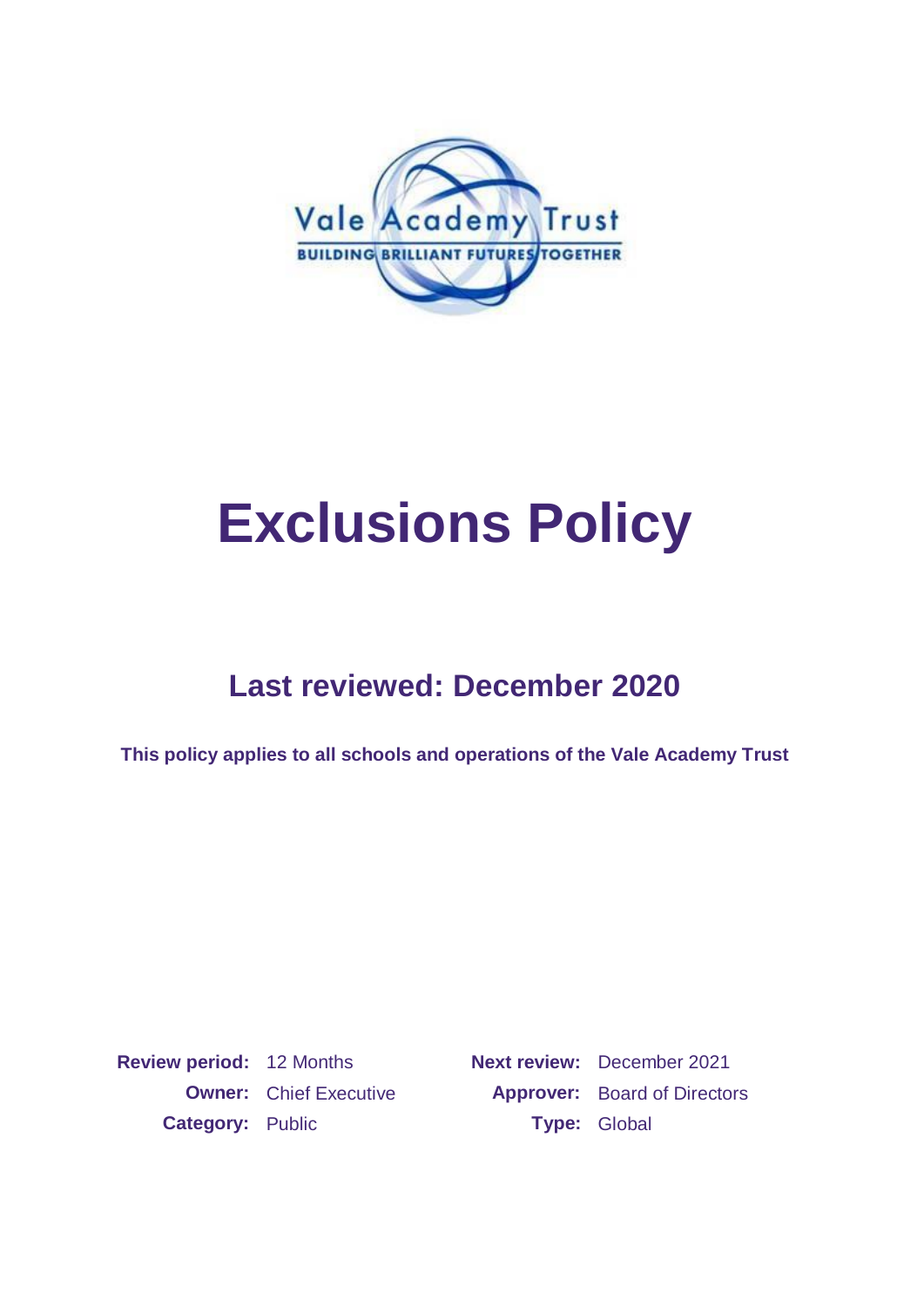Vale Academy Trust

BUILDING BRILLIANT FUTURES TOGETHER

# Exclusions Policy

## Last reviewed: December 2020

**This policy applies to all schools and operations of the Vale Academy Trust**

| | | | |
|---|---|---|---|
| **Review period:** | 12 Months | **Next review:** | December 2021 |
| **Owner:** | Chief Executive | **Approver:** | Board of Directors |
| **Category:** | Public | **Type:** | Global |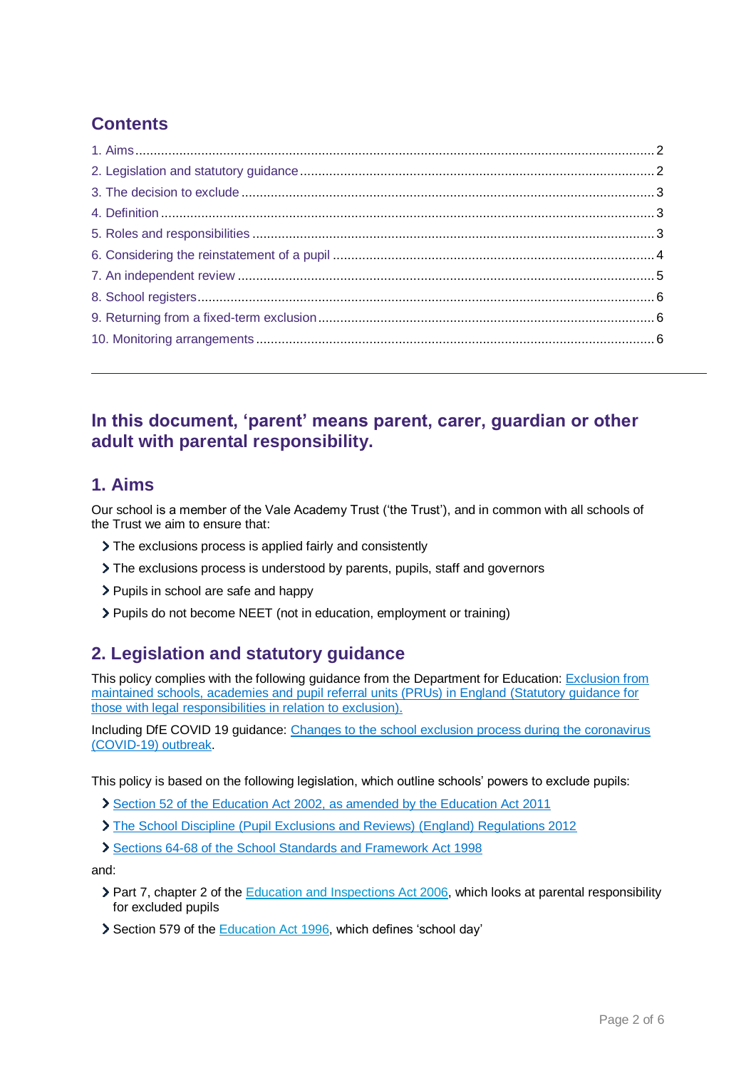## Contents

1. Aims ... 2
2. Legislation and statutory guidance ... 2
3. The decision to exclude ... 3
4. Definition ... 3
5. Roles and responsibilities ... 3
6. Considering the reinstatement of a pupil ... 4
7. An independent review ... 5
8. School registers ... 6
9. Returning from a fixed-term exclusion ... 6
10. Monitoring arrangements ... 6

---

**In this document, 'parent' means parent, carer, guardian or other adult with parental responsibility.**

## 1. Aims

Our school is a member of the Vale Academy Trust ('the Trust'), and in common with all schools of the Trust we aim to ensure that:

- The exclusions process is applied fairly and consistently
- The exclusions process is understood by parents, pupils, staff and governors
- Pupils in school are safe and happy
- Pupils do not become NEET (not in education, employment or training)

## 2. Legislation and statutory guidance

This policy complies with the following guidance from the Department for Education: Exclusion from maintained schools, academies and pupil referral units (PRUs) in England (Statutory guidance for those with legal responsibilities in relation to exclusion).

Including DfE COVID 19 guidance: Changes to the school exclusion process during the coronavirus (COVID-19) outbreak.

This policy is based on the following legislation, which outline schools' powers to exclude pupils:

- Section 52 of the Education Act 2002, as amended by the Education Act 2011
- The School Discipline (Pupil Exclusions and Reviews) (England) Regulations 2012
- Sections 64-68 of the School Standards and Framework Act 1998

and:

- Part 7, chapter 2 of the Education and Inspections Act 2006, which looks at parental responsibility for excluded pupils
- Section 579 of the Education Act 1996, which defines 'school day'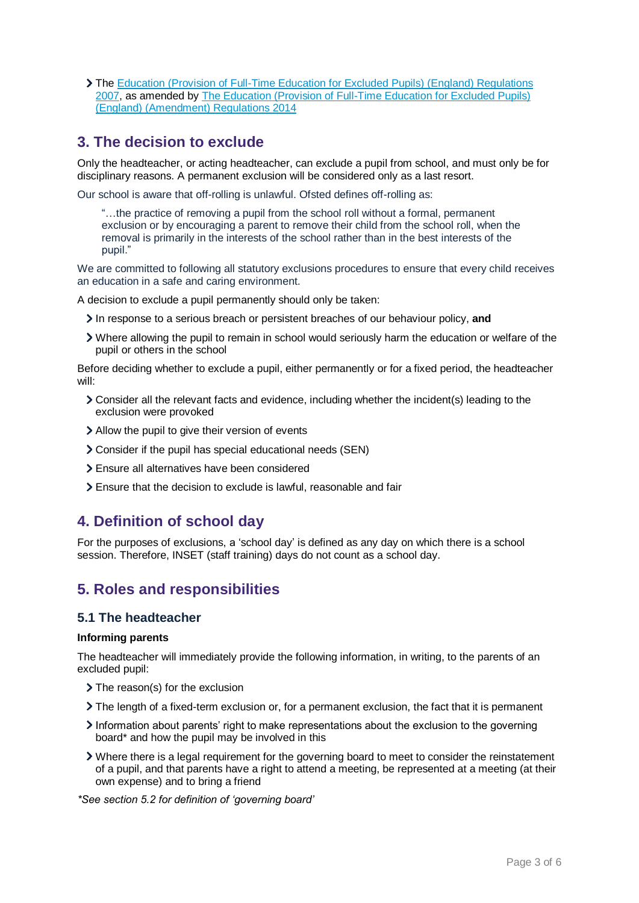- The [Education (Provision of Full-Time Education for Excluded Pupils) (England) Regulations 2007](), as amended by [The Education (Provision of Full-Time Education for Excluded Pupils) (England) (Amendment) Regulations 2014]()

## 3. The decision to exclude

Only the headteacher, or acting headteacher, can exclude a pupil from school, and must only be for disciplinary reasons. A permanent exclusion will be considered only as a last resort.

Our school is aware that off-rolling is unlawful. Ofsted defines off-rolling as:

> "…the practice of removing a pupil from the school roll without a formal, permanent exclusion or by encouraging a parent to remove their child from the school roll, when the removal is primarily in the interests of the school rather than in the best interests of the pupil."

We are committed to following all statutory exclusions procedures to ensure that every child receives an education in a safe and caring environment.

A decision to exclude a pupil permanently should only be taken:

- In response to a serious breach or persistent breaches of our behaviour policy, **and**
- Where allowing the pupil to remain in school would seriously harm the education or welfare of the pupil or others in the school

Before deciding whether to exclude a pupil, either permanently or for a fixed period, the headteacher will:

- Consider all the relevant facts and evidence, including whether the incident(s) leading to the exclusion were provoked
- Allow the pupil to give their version of events
- Consider if the pupil has special educational needs (SEN)
- Ensure all alternatives have been considered
- Ensure that the decision to exclude is lawful, reasonable and fair

## 4. Definition of school day

For the purposes of exclusions, a 'school day' is defined as any day on which there is a school session. Therefore, INSET (staff training) days do not count as a school day.

## 5. Roles and responsibilities

### 5.1 The headteacher

**Informing parents**

The headteacher will immediately provide the following information, in writing, to the parents of an excluded pupil:

- The reason(s) for the exclusion
- The length of a fixed-term exclusion or, for a permanent exclusion, the fact that it is permanent
- Information about parents' right to make representations about the exclusion to the governing board* and how the pupil may be involved in this
- Where there is a legal requirement for the governing board to meet to consider the reinstatement of a pupil, and that parents have a right to attend a meeting, be represented at a meeting (at their own expense) and to bring a friend

*\*See section 5.2 for definition of 'governing board'*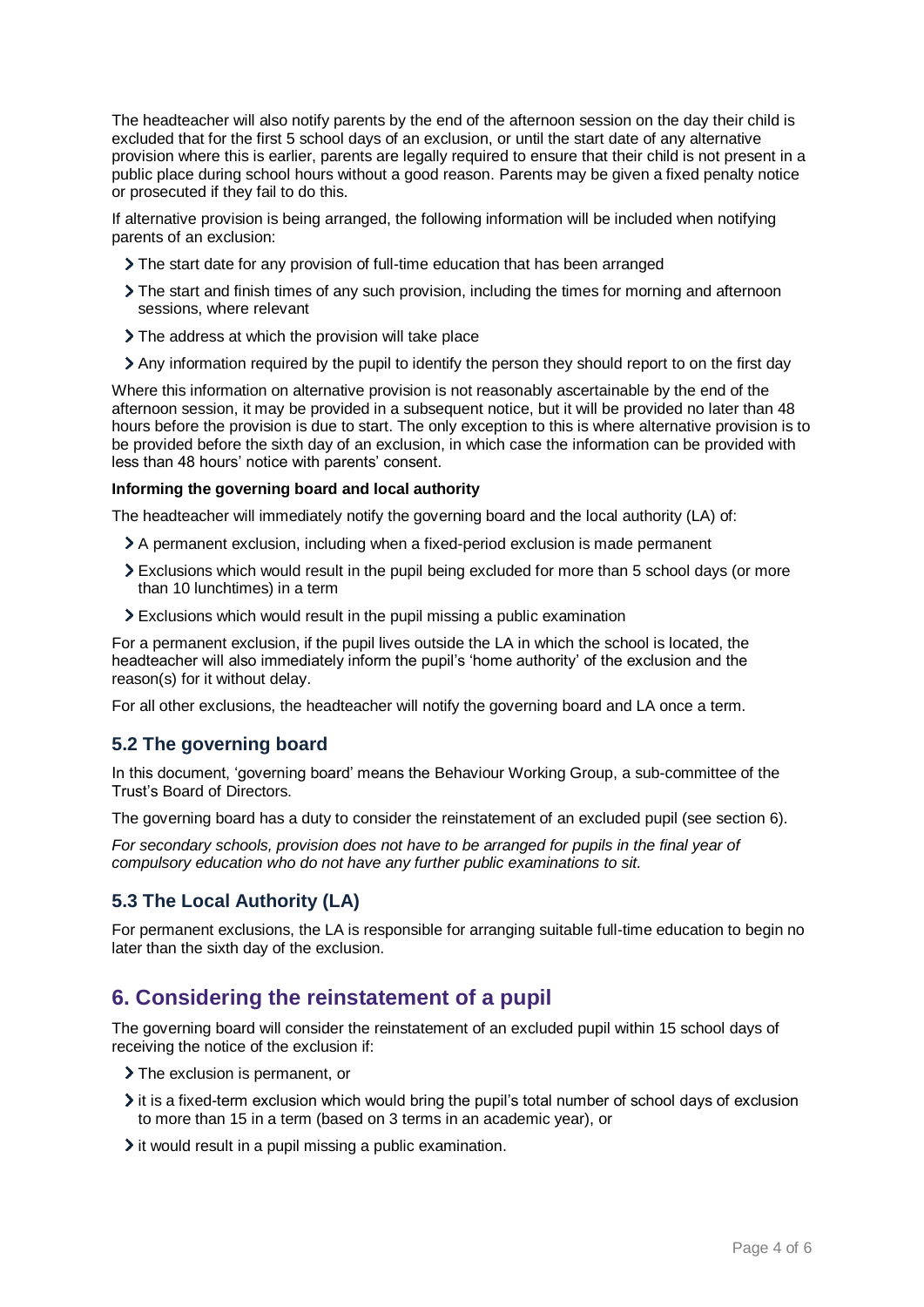The headteacher will also notify parents by the end of the afternoon session on the day their child is excluded that for the first 5 school days of an exclusion, or until the start date of any alternative provision where this is earlier, parents are legally required to ensure that their child is not present in a public place during school hours without a good reason. Parents may be given a fixed penalty notice or prosecuted if they fail to do this.

If alternative provision is being arranged, the following information will be included when notifying parents of an exclusion:

- The start date for any provision of full-time education that has been arranged
- The start and finish times of any such provision, including the times for morning and afternoon sessions, where relevant
- The address at which the provision will take place
- Any information required by the pupil to identify the person they should report to on the first day

Where this information on alternative provision is not reasonably ascertainable by the end of the afternoon session, it may be provided in a subsequent notice, but it will be provided no later than 48 hours before the provision is due to start. The only exception to this is where alternative provision is to be provided before the sixth day of an exclusion, in which case the information can be provided with less than 48 hours' notice with parents' consent.

**Informing the governing board and local authority**

The headteacher will immediately notify the governing board and the local authority (LA) of:

- A permanent exclusion, including when a fixed-period exclusion is made permanent
- Exclusions which would result in the pupil being excluded for more than 5 school days (or more than 10 lunchtimes) in a term
- Exclusions which would result in the pupil missing a public examination

For a permanent exclusion, if the pupil lives outside the LA in which the school is located, the headteacher will also immediately inform the pupil's 'home authority' of the exclusion and the reason(s) for it without delay.

For all other exclusions, the headteacher will notify the governing board and LA once a term.

### 5.2 The governing board

In this document, 'governing board' means the Behaviour Working Group, a sub-committee of the Trust's Board of Directors.

The governing board has a duty to consider the reinstatement of an excluded pupil (see section 6).

*For secondary schools, provision does not have to be arranged for pupils in the final year of compulsory education who do not have any further public examinations to sit.*

### 5.3 The Local Authority (LA)

For permanent exclusions, the LA is responsible for arranging suitable full-time education to begin no later than the sixth day of the exclusion.

## 6. Considering the reinstatement of a pupil

The governing board will consider the reinstatement of an excluded pupil within 15 school days of receiving the notice of the exclusion if:

- The exclusion is permanent, or
- it is a fixed-term exclusion which would bring the pupil's total number of school days of exclusion to more than 15 in a term (based on 3 terms in an academic year), or
- it would result in a pupil missing a public examination.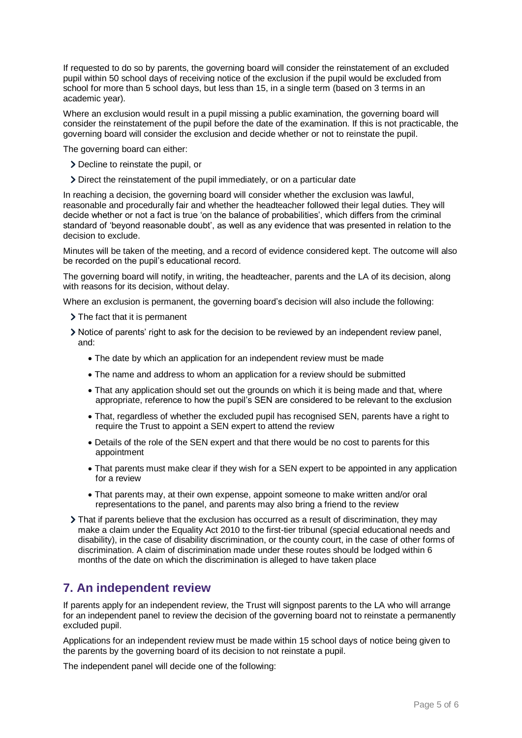If requested to do so by parents, the governing board will consider the reinstatement of an excluded pupil within 50 school days of receiving notice of the exclusion if the pupil would be excluded from school for more than 5 school days, but less than 15, in a single term (based on 3 terms in an academic year).

Where an exclusion would result in a pupil missing a public examination, the governing board will consider the reinstatement of the pupil before the date of the examination. If this is not practicable, the governing board will consider the exclusion and decide whether or not to reinstate the pupil.

The governing board can either:

- Decline to reinstate the pupil, or
- Direct the reinstatement of the pupil immediately, or on a particular date

In reaching a decision, the governing board will consider whether the exclusion was lawful, reasonable and procedurally fair and whether the headteacher followed their legal duties. They will decide whether or not a fact is true 'on the balance of probabilities', which differs from the criminal standard of 'beyond reasonable doubt', as well as any evidence that was presented in relation to the decision to exclude.

Minutes will be taken of the meeting, and a record of evidence considered kept. The outcome will also be recorded on the pupil's educational record.

The governing board will notify, in writing, the headteacher, parents and the LA of its decision, along with reasons for its decision, without delay.

Where an exclusion is permanent, the governing board's decision will also include the following:

- The fact that it is permanent
- Notice of parents' right to ask for the decision to be reviewed by an independent review panel, and:
  - The date by which an application for an independent review must be made
  - The name and address to whom an application for a review should be submitted
  - That any application should set out the grounds on which it is being made and that, where appropriate, reference to how the pupil's SEN are considered to be relevant to the exclusion
  - That, regardless of whether the excluded pupil has recognised SEN, parents have a right to require the Trust to appoint a SEN expert to attend the review
  - Details of the role of the SEN expert and that there would be no cost to parents for this appointment
  - That parents must make clear if they wish for a SEN expert to be appointed in any application for a review
  - That parents may, at their own expense, appoint someone to make written and/or oral representations to the panel, and parents may also bring a friend to the review
- That if parents believe that the exclusion has occurred as a result of discrimination, they may make a claim under the Equality Act 2010 to the first-tier tribunal (special educational needs and disability), in the case of disability discrimination, or the county court, in the case of other forms of discrimination. A claim of discrimination made under these routes should be lodged within 6 months of the date on which the discrimination is alleged to have taken place

## 7. An independent review

If parents apply for an independent review, the Trust will signpost parents to the LA who will arrange for an independent panel to review the decision of the governing board not to reinstate a permanently excluded pupil.

Applications for an independent review must be made within 15 school days of notice being given to the parents by the governing board of its decision to not reinstate a pupil.

The independent panel will decide one of the following: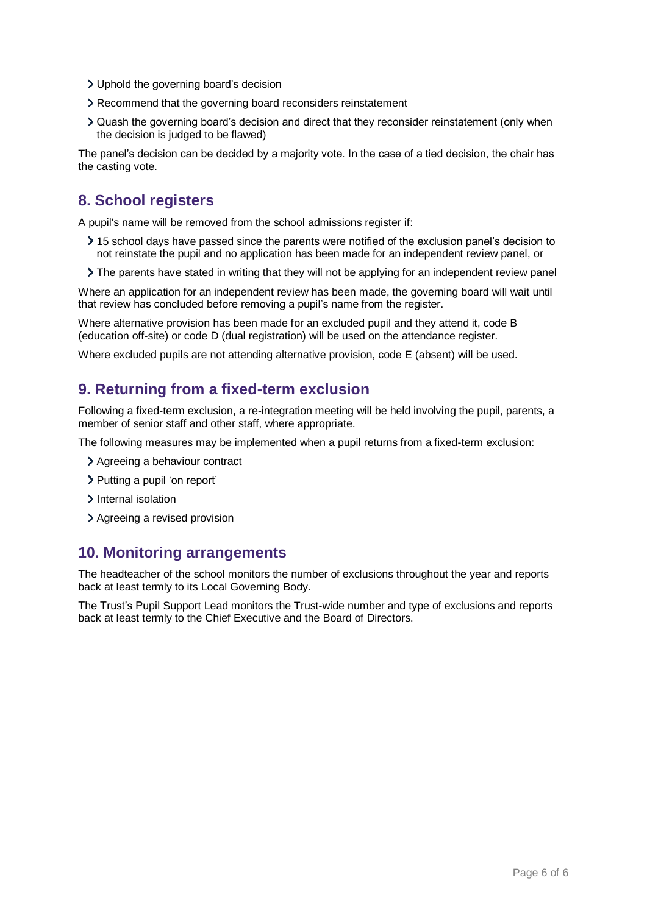- Uphold the governing board's decision
- Recommend that the governing board reconsiders reinstatement
- Quash the governing board's decision and direct that they reconsider reinstatement (only when the decision is judged to be flawed)

The panel's decision can be decided by a majority vote. In the case of a tied decision, the chair has the casting vote.

## 8. School registers

A pupil's name will be removed from the school admissions register if:

- 15 school days have passed since the parents were notified of the exclusion panel's decision to not reinstate the pupil and no application has been made for an independent review panel, or
- The parents have stated in writing that they will not be applying for an independent review panel

Where an application for an independent review has been made, the governing board will wait until that review has concluded before removing a pupil's name from the register.

Where alternative provision has been made for an excluded pupil and they attend it, code B (education off-site) or code D (dual registration) will be used on the attendance register.

Where excluded pupils are not attending alternative provision, code E (absent) will be used.

## 9. Returning from a fixed-term exclusion

Following a fixed-term exclusion, a re-integration meeting will be held involving the pupil, parents, a member of senior staff and other staff, where appropriate.

The following measures may be implemented when a pupil returns from a fixed-term exclusion:

- Agreeing a behaviour contract
- Putting a pupil 'on report'
- Internal isolation
- Agreeing a revised provision

## 10. Monitoring arrangements

The headteacher of the school monitors the number of exclusions throughout the year and reports back at least termly to its Local Governing Body.

The Trust's Pupil Support Lead monitors the Trust-wide number and type of exclusions and reports back at least termly to the Chief Executive and the Board of Directors.